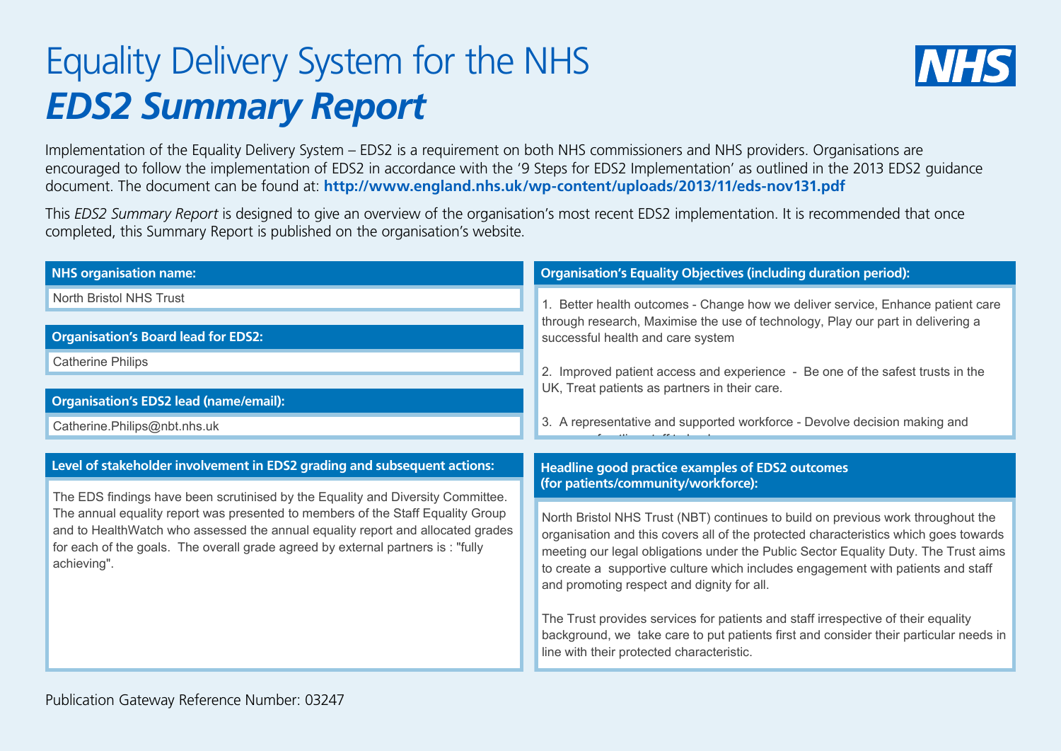# Equality Delivery System for the NHS

# *EDS2 Summary Report*

Implementation of the Equality Delivery System – EDS2 is a requirement on both NHS commissioners and NHS providers. Organisations are encouraged to follow the implementation of EDS2 in accordance with the '9 Steps for EDS2 Implementation' as outlined in the 2013 EDS2 guidance document. The document can be found at: **http://www.england.nhs.uk/wp-content/uploads/2013/11/eds-nov131.pdf**

This *EDS2 Summary Report* is designed to give an overview of the organisation's most recent EDS2 implementation. It is recommended that once completed, this Summary Report is published on the organisation's website.

**NHS organisation name:**

North Bristol NHS Trust

**Organisation's Board lead for EDS2:**

Catherine Philips

**Organisation's EDS2 lead (name/email):**

Catherine.Philips@nbt.nhs.uk

**Level of stakeholder involvement in EDS2 grading and subsequent actions:**

The EDS findings have been scrutinised by the Equality and Diversity Committee. The annual equality report was presented to members of the Staff Equality Group and to HealthWatch who assessed the annual equality report and allocated grades for each of the goals. The overall grade agreed by external partners is : "fully achieving".

**Organisation's Equality Objectives (including duration period):**

1. Better health outcomes - Change how we deliver service, Enhance patient care through research, Maximise the use of technology, Play our part in delivering a successful health and care system

2. Improved patient access and experience - Be one of the safest trusts in the UK, Treat patients as partners in their care.

3. A representative and supported workforce - Devolve decision making and

**Headline good practice examples of EDS2 outcomes (for patients/community/workforce):**

North Bristol NHS Trust (NBT) continues to build on previous work throughout the organisation and this covers all of the protected characteristics which goes towards meeting our legal obligations under the Public Sector Equality Duty. The Trust aims to create a supportive culture which includes engagement with patients and staff and promoting respect and dignity for all.

The Trust provides services for patients and staff irrespective of their equality background, we take care to put patients first and consider their particular needs in line with their protected characteristic.

Publication Gateway Reference Number: 03247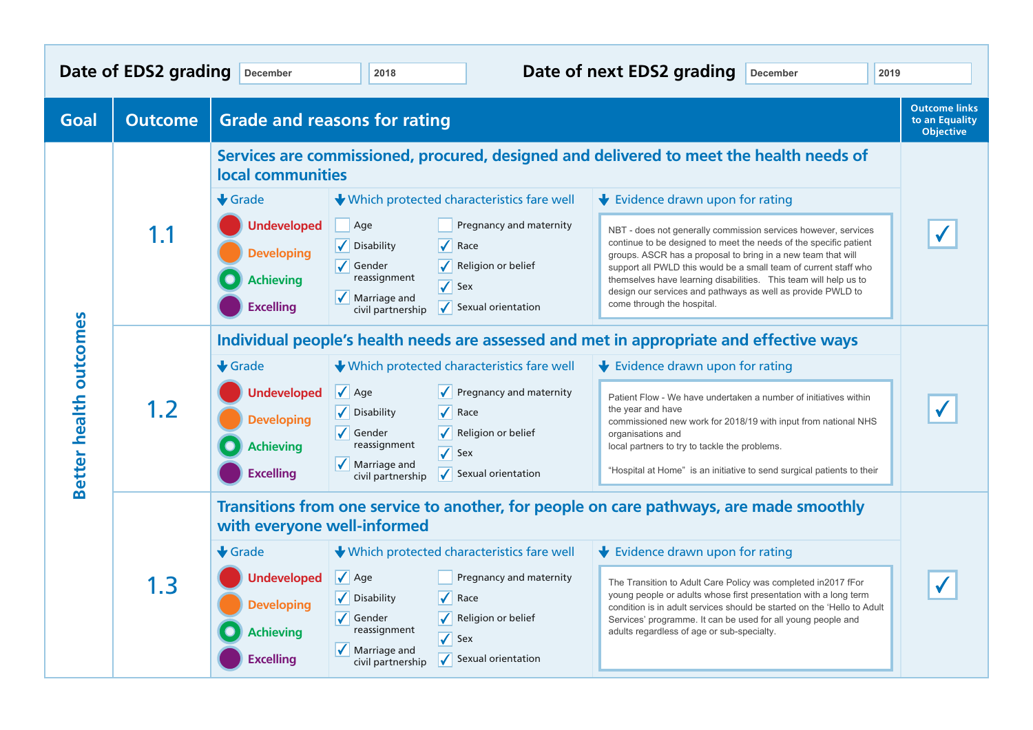**Date of EDS2 grading** December 2018 **Date of next EDS2 grading** December 2019

| Goal | Outcome | Grade and reasons for rating | Outcome links to an Equality Objective |
|---|---|---|---|
| Better health outcomes | 1.1 | **Services are commissioned, procured, designed and delivered to meet the health needs of local communities**<br>**Grade:** Undeveloped / Developing / Achieving / Excelling<br>**Which protected characteristics fare well:** ☐ Age; ☑ Disability; ☑ Gender reassignment; ☑ Marriage and civil partnership; ☐ Pregnancy and maternity; ☑ Race; ☑ Religion or belief; ☑ Sex; ☑ Sexual orientation<br>**Evidence drawn upon for rating:** NBT - does not generally commission services however, services continue to be designed to meet the needs of the specific patient groups. ASCR has a proposal to bring in a new team that will support all PWLD this would be a small team of current staff who themselves have learning disabilities. This team will help us to design our services and pathways as well as provide PWLD to come through the hospital. | ☑ |
| | 1.2 | **Individual people's health needs are assessed and met in appropriate and effective ways**<br>**Grade:** Undeveloped / Developing / Achieving / Excelling<br>**Which protected characteristics fare well:** ☑ Age; ☑ Disability; ☑ Gender reassignment; ☑ Marriage and civil partnership; ☑ Pregnancy and maternity; ☑ Race; ☑ Religion or belief; ☑ Sex; ☑ Sexual orientation<br>**Evidence drawn upon for rating:** Patient Flow - We have undertaken a number of initiatives within the year and have commissioned new work for 2018/19 with input from national NHS organisations and local partners to try to tackle the problems.<br><br>"Hospital at Home" is an initiative to send surgical patients to their | ☑ |
| | 1.3 | **Transitions from one service to another, for people on care pathways, are made smoothly with everyone well-informed**<br>**Grade:** Undeveloped / Developing / Achieving / Excelling<br>**Which protected characteristics fare well:** ☑ Age; ☑ Disability; ☑ Gender reassignment; ☑ Marriage and civil partnership; ☐ Pregnancy and maternity; ☑ Race; ☑ Religion or belief; ☑ Sex; ☑ Sexual orientation<br>**Evidence drawn upon for rating:** The Transition to Adult Care Policy was completed in2017 fFor young people or adults whose first presentation with a long term condition is in adult services should be started on the 'Hello to Adult Services' programme. It can be used for all young people and adults regardless of age or sub-specialty. | ☑ |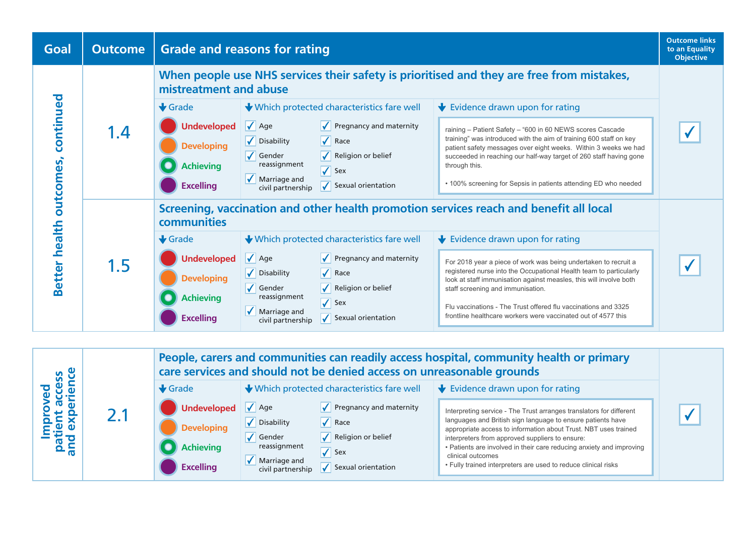| Goal | Outcome | Grade and reasons for rating | Outcome links to an Equality Objective |
|---|---|---|---|
| Better health outcomes, continued | 1.4 | **When people use NHS services their safety is prioritised and they are free from mistakes, mistreatment and abuse**<br><br>**Grade:** Undeveloped / Developing / **Achieving** / Excelling<br><br>**Which protected characteristics fare well:** ✓ Age, ✓ Disability, ✓ Gender reassignment, ✓ Marriage and civil partnership, ✓ Pregnancy and maternity, ✓ Race, ✓ Religion or belief, ✓ Sex, ✓ Sexual orientation<br><br>**Evidence drawn upon for rating:** raining – Patient Safety – “600 in 60 NEWS scores Cascade training” was introduced with the aim of training 600 staff on key patient safety messages over eight weeks. Within 3 weeks we had succeeded in reaching our half-way target of 260 staff having gone through this.<br>• 100% screening for Sepsis in patients attending ED who needed | ✓ |
| | 1.5 | **Screening, vaccination and other health promotion services reach and benefit all local communities**<br><br>**Grade:** Undeveloped / Developing / **Achieving** / Excelling<br><br>**Which protected characteristics fare well:** ✓ Age, ✓ Disability, ✓ Gender reassignment, ✓ Marriage and civil partnership, ✓ Pregnancy and maternity, ✓ Race, ✓ Religion or belief, ✓ Sex, ✓ Sexual orientation<br><br>**Evidence drawn upon for rating:** For 2018 year a piece of work was being undertaken to recruit a registered nurse into the Occupational Health team to particularly look at staff immunisation against measles, this will involve both staff screening and immunisation.<br>Flu vaccinations - The Trust offered flu vaccinations and 3325 frontline healthcare workers were vaccinated out of 4577 this | ✓ |
| Improved patient access and experience | 2.1 | **People, carers and communities can readily access hospital, community health or primary care services and should not be denied access on unreasonable grounds**<br><br>**Grade:** Undeveloped / Developing / **Achieving** / Excelling<br><br>**Which protected characteristics fare well:** ✓ Age, ✓ Disability, ✓ Gender reassignment, ✓ Marriage and civil partnership, ✓ Pregnancy and maternity, ✓ Race, ✓ Religion or belief, ✓ Sex, ✓ Sexual orientation<br><br>**Evidence drawn upon for rating:** Interpreting service - The Trust arranges translators for different languages and British sign language to ensure patients have appropriate access to information about Trust. NBT uses trained interpreters from approved suppliers to ensure:<br>• Patients are involved in their care reducing anxiety and improving clinical outcomes<br>• Fully trained interpreters are used to reduce clinical risks | ✓ |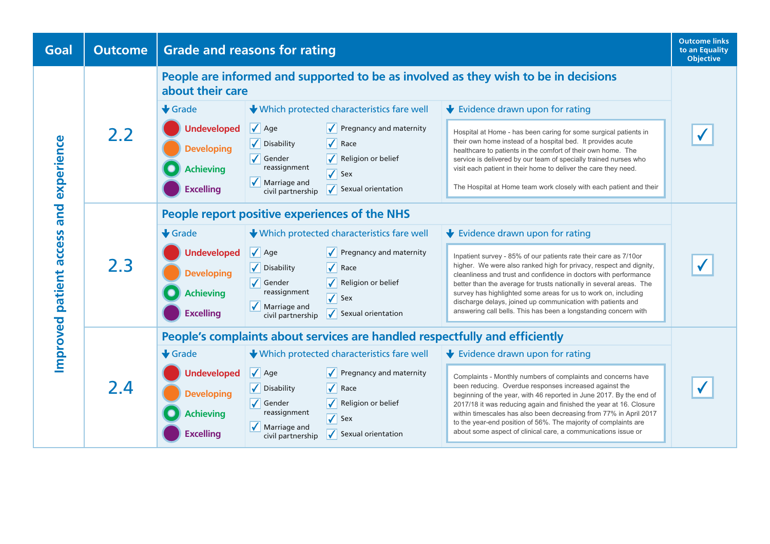| Goal | Outcome | Grade and reasons for rating | | | Outcome links to an Equality Objective |
|---|---|---|---|---|---|
| Improved patient access and experience | 2.2 | **People are informed and supported to be as involved as they wish to be in decisions about their care** | | | ✓ |
| | | **Grade** | **Which protected characteristics fare well** | **Evidence drawn upon for rating** | |
| | | Undeveloped<br>Developing<br>Achieving<br>Excelling | ✓ Age<br>✓ Disability<br>✓ Gender reassignment<br>✓ Marriage and civil partnership<br>✓ Pregnancy and maternity<br>✓ Race<br>✓ Religion or belief<br>✓ Sex<br>✓ Sexual orientation | Hospital at Home - has been caring for some surgical patients in their own home instead of a hospital bed. It provides acute healthcare to patients in the comfort of their own home. The service is delivered by our team of specially trained nurses who visit each patient in their home to deliver the care they need.<br><br>The Hospital at Home team work closely with each patient and their | |
| | 2.3 | **People report positive experiences of the NHS** | | | ✓ |
| | | **Grade** | **Which protected characteristics fare well** | **Evidence drawn upon for rating** | |
| | | Undeveloped<br>Developing<br>Achieving<br>Excelling | ✓ Age<br>✓ Disability<br>✓ Gender reassignment<br>✓ Marriage and civil partnership<br>✓ Pregnancy and maternity<br>✓ Race<br>✓ Religion or belief<br>✓ Sex<br>✓ Sexual orientation | Inpatient survey - 85% of our patients rate their care as 7/10or higher. We were also ranked high for privacy, respect and dignity, cleanliness and trust and confidence in doctors with performance better than the average for trusts nationally in several areas. The survey has highlighted some areas for us to work on, including discharge delays, joined up communication with patients and answering call bells. This has been a longstanding concern with | |
| | 2.4 | **People's complaints about services are handled respectfully and efficiently** | | | ✓ |
| | | **Grade** | **Which protected characteristics fare well** | **Evidence drawn upon for rating** | |
| | | Undeveloped<br>Developing<br>Achieving<br>Excelling | ✓ Age<br>✓ Disability<br>✓ Gender reassignment<br>✓ Marriage and civil partnership<br>✓ Pregnancy and maternity<br>✓ Race<br>✓ Religion or belief<br>✓ Sex<br>✓ Sexual orientation | Complaints - Monthly numbers of complaints and concerns have been reducing. Overdue responses increased against the beginning of the year, with 46 reported in June 2017. By the end of 2017/18 it was reducing again and finished the year at 16. Closure within timescales has also been decreasing from 77% in April 2017 to the year-end position of 56%. The majority of complaints are about some aspect of clinical care, a communications issue or | |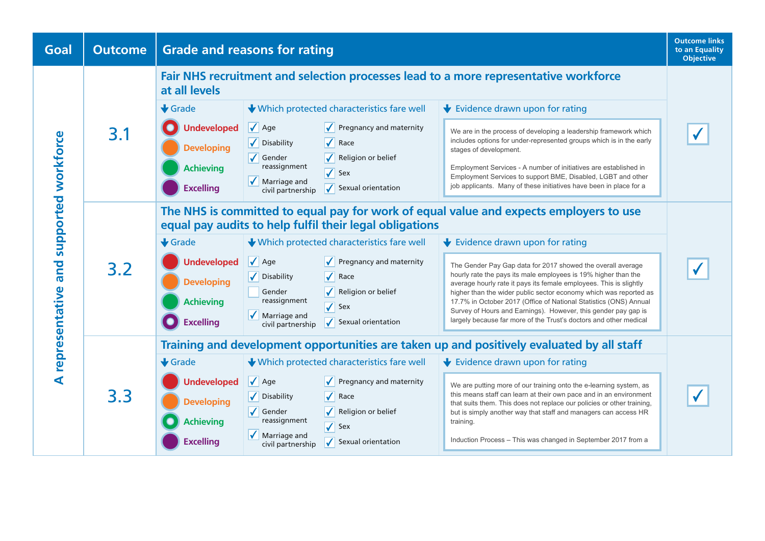| Goal | Outcome | Grade and reasons for rating | Outcome links to an Equality Objective |
|---|---|---|---|
| A representative and supported workforce | 3.1 | **Fair NHS recruitment and selection processes lead to a more representative workforce at all levels**<br><br>**Grade:** Undeveloped (selected) / Developing / Achieving / Excelling<br><br>**Which protected characteristics fare well:** ✓ Age; ✓ Disability; ✓ Gender reassignment; ✓ Marriage and civil partnership; ✓ Pregnancy and maternity; ✓ Race; ✓ Religion or belief; ✓ Sex; ✓ Sexual orientation<br><br>**Evidence drawn upon for rating:** We are in the process of developing a leadership framework which includes options for under-represented groups which is in the early stages of development.<br><br>Employment Services - A number of initiatives are established in Employment Services to support BME, Disabled, LGBT and other job applicants. Many of these initiatives have been in place for a | ✓ |
| | 3.2 | **The NHS is committed to equal pay for work of equal value and expects employers to use equal pay audits to help fulfil their legal obligations**<br><br>**Grade:** Undeveloped / Developing / Achieving / Excelling (selected)<br><br>**Which protected characteristics fare well:** ✓ Age; ✓ Disability; ☐ Gender reassignment; ✓ Marriage and civil partnership; ✓ Pregnancy and maternity; ✓ Race; ✓ Religion or belief; ✓ Sex; ✓ Sexual orientation<br><br>**Evidence drawn upon for rating:** The Gender Pay Gap data for 2017 showed the overall average hourly rate the pays its male employees is 19% higher than the average hourly rate it pays its female employees. This is slightly higher than the wider public sector economy which was reported as 17.7% in October 2017 (Office of National Statistics (ONS) Annual Survey of Hours and Earnings). However, this gender pay gap is largely because far more of the Trust's doctors and other medical | ✓ |
| | 3.3 | **Training and development opportunities are taken up and positively evaluated by all staff**<br><br>**Grade:** Undeveloped / Developing / Achieving (selected) / Excelling<br><br>**Which protected characteristics fare well:** ✓ Age; ✓ Disability; ✓ Gender reassignment; ✓ Marriage and civil partnership; ✓ Pregnancy and maternity; ✓ Race; ✓ Religion or belief; ✓ Sex; ✓ Sexual orientation<br><br>**Evidence drawn upon for rating:** We are putting more of our training onto the e-learning system, as this means staff can learn at their own pace and in an environment that suits them. This does not replace our policies or other training, but is simply another way that staff and managers can access HR training.<br><br>Induction Process – This was changed in September 2017 from a | ✓ |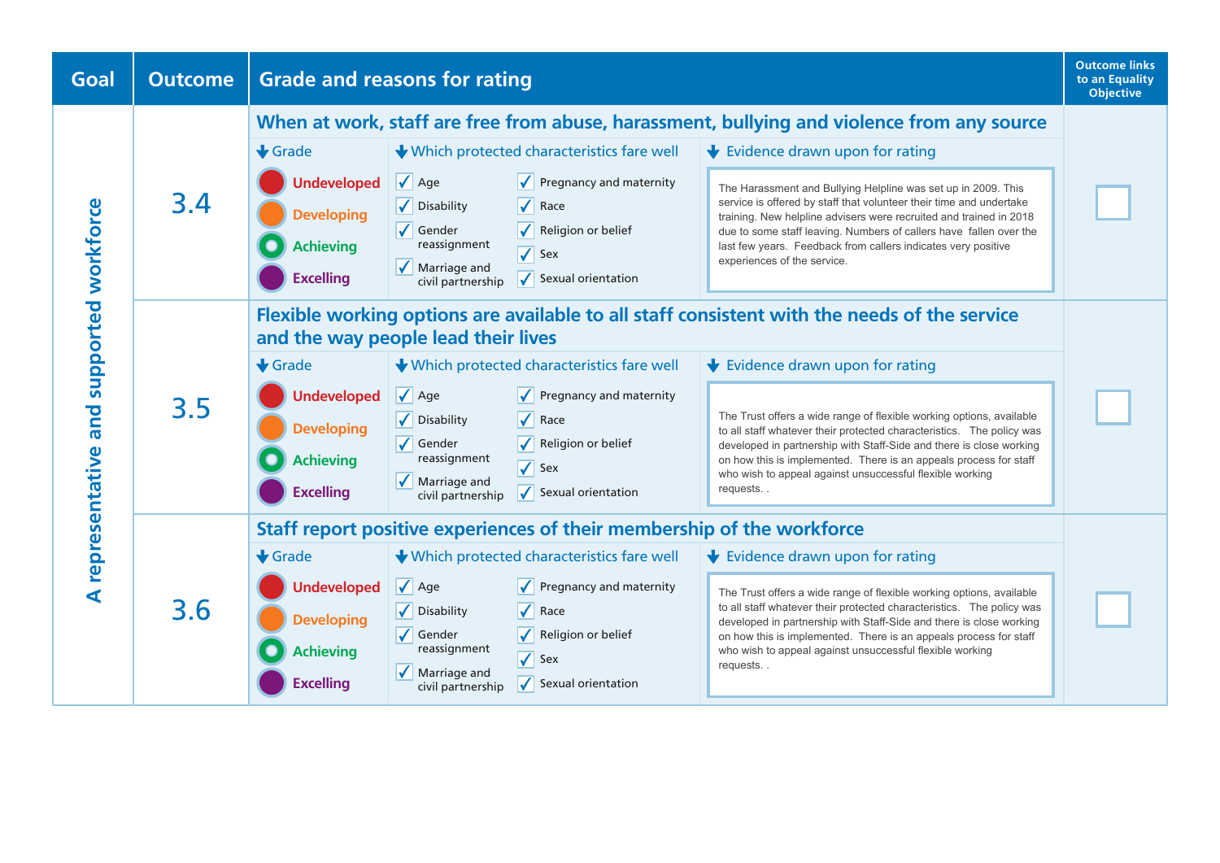| Goal | Outcome | Grade and reasons for rating | | | Outcome links to an Equality Objective |
|---|---|---|---|---|---|
| A representative and supported workforce | 3.4 | **When at work, staff are free from abuse, harassment, bullying and violence from any source** | | | |
| | | **Grade** | **Which protected characteristics fare well** | **Evidence drawn upon for rating** | |
| | | Undeveloped<br>Developing<br>Achieving<br>Excelling | ✓ Age<br>✓ Disability<br>✓ Gender reassignment<br>✓ Marriage and civil partnership<br>✓ Pregnancy and maternity<br>✓ Race<br>✓ Religion or belief<br>✓ Sex<br>✓ Sexual orientation | The Harassment and Bullying Helpline was set up in 2009. This service is offered by staff that volunteer their time and undertake training. New helpline advisers were recruited and trained in 2018 due to some staff leaving. Numbers of callers have fallen over the last few years. Feedback from callers indicates very positive experiences of the service. | ☐ |
| | 3.5 | **Flexible working options are available to all staff consistent with the needs of the service and the way people lead their lives** | | | |
| | | **Grade** | **Which protected characteristics fare well** | **Evidence drawn upon for rating** | |
| | | Undeveloped<br>Developing<br>Achieving<br>Excelling | ✓ Age<br>✓ Disability<br>✓ Gender reassignment<br>✓ Marriage and civil partnership<br>✓ Pregnancy and maternity<br>✓ Race<br>✓ Religion or belief<br>✓ Sex<br>✓ Sexual orientation | The Trust offers a wide range of flexible working options, available to all staff whatever their protected characteristics. The policy was developed in partnership with Staff-Side and there is close working on how this is implemented. There is an appeals process for staff who wish to appeal against unsuccessful flexible working requests. . | ☐ |
| | 3.6 | **Staff report positive experiences of their membership of the workforce** | | | |
| | | **Grade** | **Which protected characteristics fare well** | **Evidence drawn upon for rating** | |
| | | Undeveloped<br>Developing<br>Achieving<br>Excelling | ✓ Age<br>✓ Disability<br>✓ Gender reassignment<br>✓ Marriage and civil partnership<br>✓ Pregnancy and maternity<br>✓ Race<br>✓ Religion or belief<br>✓ Sex<br>✓ Sexual orientation | The Trust offers a wide range of flexible working options, available to all staff whatever their protected characteristics. The policy was developed in partnership with Staff-Side and there is close working on how this is implemented. There is an appeals process for staff who wish to appeal against unsuccessful flexible working requests. . | ☐ |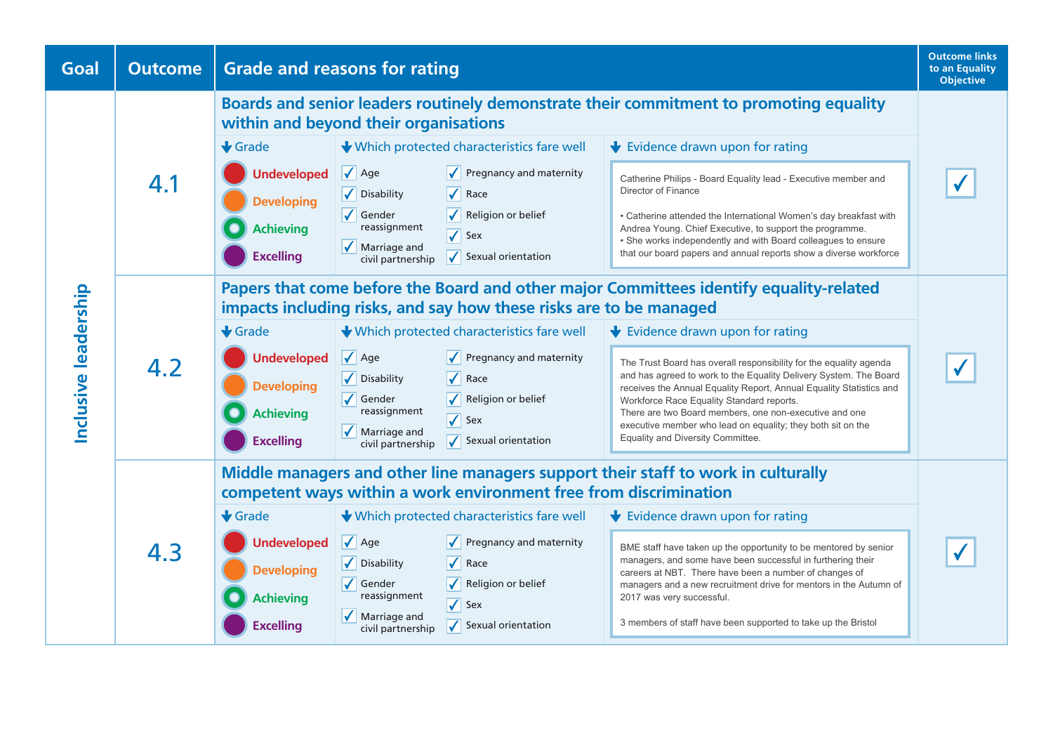| Goal | Outcome | Grade and reasons for rating | Outcome links to an Equality Objective |
|---|---|---|---|
| Inclusive leadership | 4.1 | **Boards and senior leaders routinely demonstrate their commitment to promoting equality within and beyond their organisations**<br><br>**Grade:** Undeveloped / Developing / Achieving / Excelling<br><br>**Which protected characteristics fare well:** ✓ Age, ✓ Disability, ✓ Gender reassignment, ✓ Marriage and civil partnership, ✓ Pregnancy and maternity, ✓ Race, ✓ Religion or belief, ✓ Sex, ✓ Sexual orientation<br><br>**Evidence drawn upon for rating:** Catherine Philips - Board Equality lead - Executive member and Director of Finance<br>• Catherine attended the International Women's day breakfast with Andrea Young. Chief Executive, to support the programme.<br>• She works independently and with Board colleagues to ensure that our board papers and annual reports show a diverse workforce | ✓ |
| | 4.2 | **Papers that come before the Board and other major Committees identify equality-related impacts including risks, and say how these risks are to be managed**<br><br>**Grade:** Undeveloped / Developing / Achieving / Excelling<br><br>**Which protected characteristics fare well:** ✓ Age, ✓ Disability, ✓ Gender reassignment, ✓ Marriage and civil partnership, ✓ Pregnancy and maternity, ✓ Race, ✓ Religion or belief, ✓ Sex, ✓ Sexual orientation<br><br>**Evidence drawn upon for rating:** The Trust Board has overall responsibility for the equality agenda and has agreed to work to the Equality Delivery System. The Board receives the Annual Equality Report, Annual Equality Statistics and Workforce Race Equality Standard reports.<br>There are two Board members, one non-executive and one executive member who lead on equality; they both sit on the Equality and Diversity Committee. | ✓ |
| | 4.3 | **Middle managers and other line managers support their staff to work in culturally competent ways within a work environment free from discrimination**<br><br>**Grade:** Undeveloped / Developing / Achieving / Excelling<br><br>**Which protected characteristics fare well:** ✓ Age, ✓ Disability, ✓ Gender reassignment, ✓ Marriage and civil partnership, ✓ Pregnancy and maternity, ✓ Race, ✓ Religion or belief, ✓ Sex, ✓ Sexual orientation<br><br>**Evidence drawn upon for rating:** BME staff have taken up the opportunity to be mentored by senior managers, and some have been successful in furthering their careers at NBT. There have been a number of changes of managers and a new recruitment drive for mentors in the Autumn of 2017 was very successful.<br>3 members of staff have been supported to take up the Bristol | ✓ |